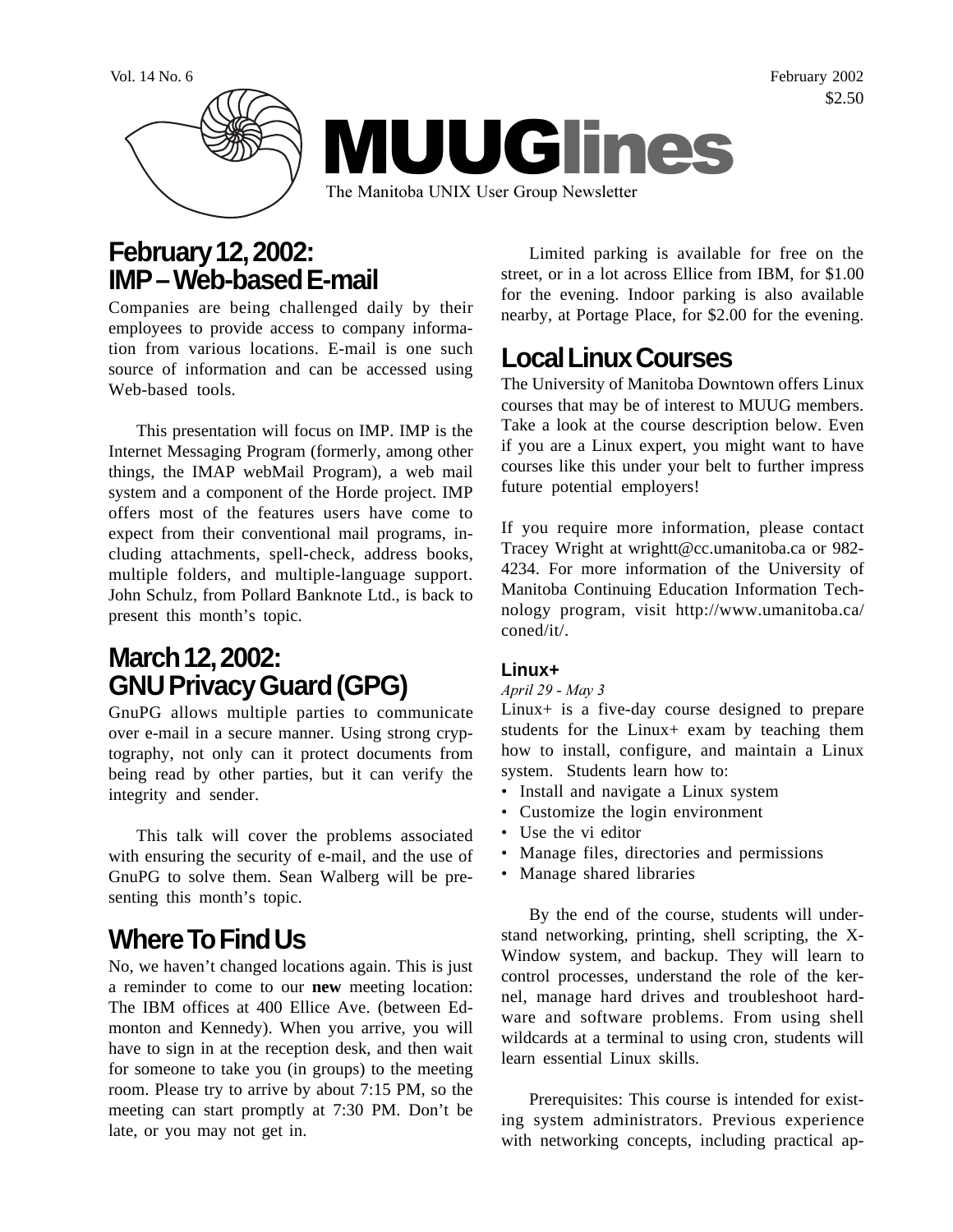Vol. 14 No. 6 February 2002 $2.50

# MUUGlines

The Manitoba UNIX User Group Newsletter

## February 12, 2002: IMP – Web-based E-mail

Companies are being challenged daily by their employees to provide access to company information from various locations. E-mail is one such source of information and can be accessed using Web-based tools.

This presentation will focus on IMP. IMP is the Internet Messaging Program (formerly, among other things, the IMAP webMail Program), a web mail system and a component of the Horde project. IMP offers most of the features users have come to expect from their conventional mail programs, including attachments, spell-check, address books, multiple folders, and multiple-language support. John Schulz, from Pollard Banknote Ltd., is back to present this month's topic.

## March 12, 2002: GNU Privacy Guard (GPG)

GnuPG allows multiple parties to communicate over e-mail in a secure manner. Using strong cryptography, not only can it protect documents from being read by other parties, but it can verify the integrity and sender.

This talk will cover the problems associated with ensuring the security of e-mail, and the use of GnuPG to solve them. Sean Walberg will be presenting this month's topic.

## Where To Find Us

No, we haven't changed locations again. This is just a reminder to come to our **new** meeting location: The IBM offices at 400 Ellice Ave. (between Edmonton and Kennedy). When you arrive, you will have to sign in at the reception desk, and then wait for someone to take you (in groups) to the meeting room. Please try to arrive by about 7:15 PM, so the meeting can start promptly at 7:30 PM. Don't be late, or you may not get in.

Limited parking is available for free on the street, or in a lot across Ellice from IBM, for $1.00 for the evening. Indoor parking is also available nearby, at Portage Place, for $2.00 for the evening.

## Local Linux Courses

The University of Manitoba Downtown offers Linux courses that may be of interest to MUUG members. Take a look at the course description below. Even if you are a Linux expert, you might want to have courses like this under your belt to further impress future potential employers!

If you require more information, please contact Tracey Wright at wrightt@cc.umanitoba.ca or 982-4234. For more information of the University of Manitoba Continuing Education Information Technology program, visit http://www.umanitoba.ca/coned/it/.

### Linux+

*April 29 - May 3*

Linux+ is a five-day course designed to prepare students for the Linux+ exam by teaching them how to install, configure, and maintain a Linux system. Students learn how to:

- Install and navigate a Linux system
- Customize the login environment
- Use the vi editor
- Manage files, directories and permissions
- Manage shared libraries

By the end of the course, students will understand networking, printing, shell scripting, the X-Window system, and backup. They will learn to control processes, understand the role of the kernel, manage hard drives and troubleshoot hardware and software problems. From using shell wildcards at a terminal to using cron, students will learn essential Linux skills.

Prerequisites: This course is intended for existing system administrators. Previous experience with networking concepts, including practical ap-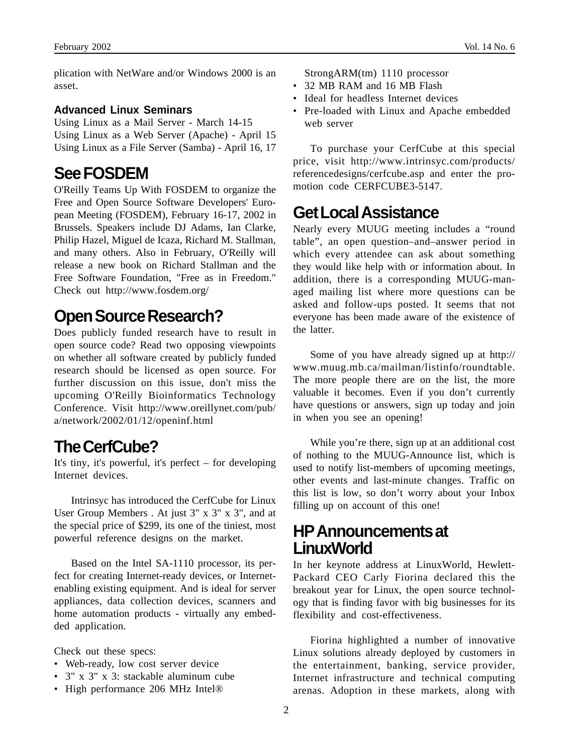plication with NetWare and/or Windows 2000 is an asset.

### Advanced Linux Seminars

Using Linux as a Mail Server - March 14-15
Using Linux as a Web Server (Apache) - April 15
Using Linux as a File Server (Samba) - April 16, 17

## See FOSDEM

O'Reilly Teams Up With FOSDEM to organize the Free and Open Source Software Developers' European Meeting (FOSDEM), February 16-17, 2002 in Brussels. Speakers include DJ Adams, Ian Clarke, Philip Hazel, Miguel de Icaza, Richard M. Stallman, and many others. Also in February, O'Reilly will release a new book on Richard Stallman and the Free Software Foundation, "Free as in Freedom." Check out http://www.fosdem.org/

## Open Source Research?

Does publicly funded research have to result in open source code? Read two opposing viewpoints on whether all software created by publicly funded research should be licensed as open source. For further discussion on this issue, don't miss the upcoming O'Reilly Bioinformatics Technology Conference. Visit http://www.oreillynet.com/pub/a/network/2002/01/12/openinf.html

## The CerfCube?

It's tiny, it's powerful, it's perfect – for developing Internet devices.

Intrinsyc has introduced the CerfCube for Linux User Group Members . At just 3" x 3" x 3", and at the special price of $299, its one of the tiniest, most powerful reference designs on the market.

Based on the Intel SA-1110 processor, its perfect for creating Internet-ready devices, or Internet-enabling existing equipment. And is ideal for server appliances, data collection devices, scanners and home automation products - virtually any embedded application.

Check out these specs:

- Web-ready, low cost server device
- 3" x 3" x 3: stackable aluminum cube
- High performance 206 MHz Intel® StrongARM(tm) 1110 processor
- 32 MB RAM and 16 MB Flash
- Ideal for headless Internet devices
- Pre-loaded with Linux and Apache embedded web server

To purchase your CerfCube at this special price, visit http://www.intrinsyc.com/products/referencedesigns/cerfcube.asp and enter the promotion code CERFCUBE3-5147.

## Get Local Assistance

Nearly every MUUG meeting includes a “round table”, an open question–and–answer period in which every attendee can ask about something they would like help with or information about. In addition, there is a corresponding MUUG-managed mailing list where more questions can be asked and follow-ups posted. It seems that not everyone has been made aware of the existence of the latter.

Some of you have already signed up at http://www.muug.mb.ca/mailman/listinfo/roundtable. The more people there are on the list, the more valuable it becomes. Even if you don’t currently have questions or answers, sign up today and join in when you see an opening!

While you’re there, sign up at an additional cost of nothing to the MUUG-Announce list, which is used to notify list-members of upcoming meetings, other events and last-minute changes. Traffic on this list is low, so don’t worry about your Inbox filling up on account of this one!

## HP Announcements at LinuxWorld

In her keynote address at LinuxWorld, Hewlett-Packard CEO Carly Fiorina declared this the breakout year for Linux, the open source technology that is finding favor with big businesses for its flexibility and cost-effectiveness.

Fiorina highlighted a number of innovative Linux solutions already deployed by customers in the entertainment, banking, service provider, Internet infrastructure and technical computing arenas. Adoption in these markets, along with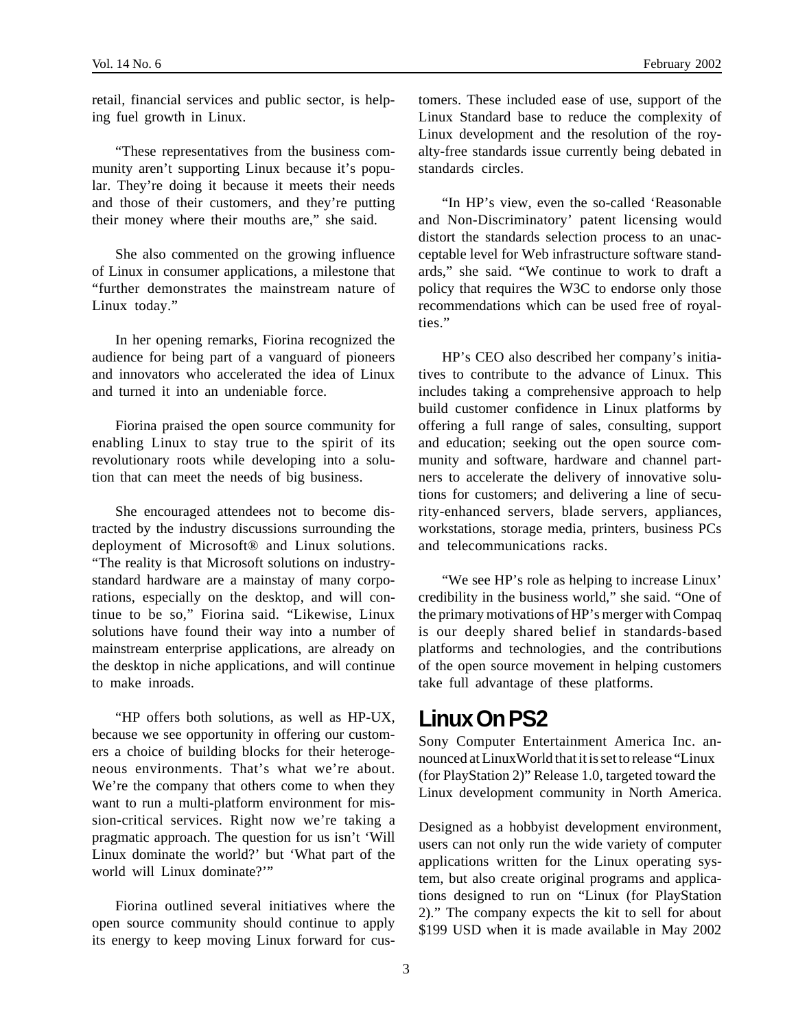retail, financial services and public sector, is helping fuel growth in Linux.

"These representatives from the business community aren't supporting Linux because it's popular. They're doing it because it meets their needs and those of their customers, and they're putting their money where their mouths are," she said.

She also commented on the growing influence of Linux in consumer applications, a milestone that "further demonstrates the mainstream nature of Linux today."

In her opening remarks, Fiorina recognized the audience for being part of a vanguard of pioneers and innovators who accelerated the idea of Linux and turned it into an undeniable force.

Fiorina praised the open source community for enabling Linux to stay true to the spirit of its revolutionary roots while developing into a solution that can meet the needs of big business.

She encouraged attendees not to become distracted by the industry discussions surrounding the deployment of Microsoft® and Linux solutions. "The reality is that Microsoft solutions on industry-standard hardware are a mainstay of many corporations, especially on the desktop, and will continue to be so," Fiorina said. "Likewise, Linux solutions have found their way into a number of mainstream enterprise applications, are already on the desktop in niche applications, and will continue to make inroads.

"HP offers both solutions, as well as HP-UX, because we see opportunity in offering our customers a choice of building blocks for their heterogeneous environments. That's what we're about. We're the company that others come to when they want to run a multi-platform environment for mission-critical services. Right now we're taking a pragmatic approach. The question for us isn't 'Will Linux dominate the world?' but 'What part of the world will Linux dominate?'"

Fiorina outlined several initiatives where the open source community should continue to apply its energy to keep moving Linux forward for customers. These included ease of use, support of the Linux Standard base to reduce the complexity of Linux development and the resolution of the royalty-free standards issue currently being debated in standards circles.

"In HP's view, even the so-called 'Reasonable and Non-Discriminatory' patent licensing would distort the standards selection process to an unacceptable level for Web infrastructure software standards," she said. "We continue to work to draft a policy that requires the W3C to endorse only those recommendations which can be used free of royalties."

HP's CEO also described her company's initiatives to contribute to the advance of Linux. This includes taking a comprehensive approach to help build customer confidence in Linux platforms by offering a full range of sales, consulting, support and education; seeking out the open source community and software, hardware and channel partners to accelerate the delivery of innovative solutions for customers; and delivering a line of security-enhanced servers, blade servers, appliances, workstations, storage media, printers, business PCs and telecommunications racks.

"We see HP's role as helping to increase Linux' credibility in the business world," she said. "One of the primary motivations of HP's merger with Compaq is our deeply shared belief in standards-based platforms and technologies, and the contributions of the open source movement in helping customers take full advantage of these platforms.

## Linux On PS2

Sony Computer Entertainment America Inc. announced at LinuxWorld that it is set to release "Linux (for PlayStation 2)" Release 1.0, targeted toward the Linux development community in North America.

Designed as a hobbyist development environment, users can not only run the wide variety of computer applications written for the Linux operating system, but also create original programs and applications designed to run on "Linux (for PlayStation 2)." The company expects the kit to sell for about $199 USD when it is made available in May 2002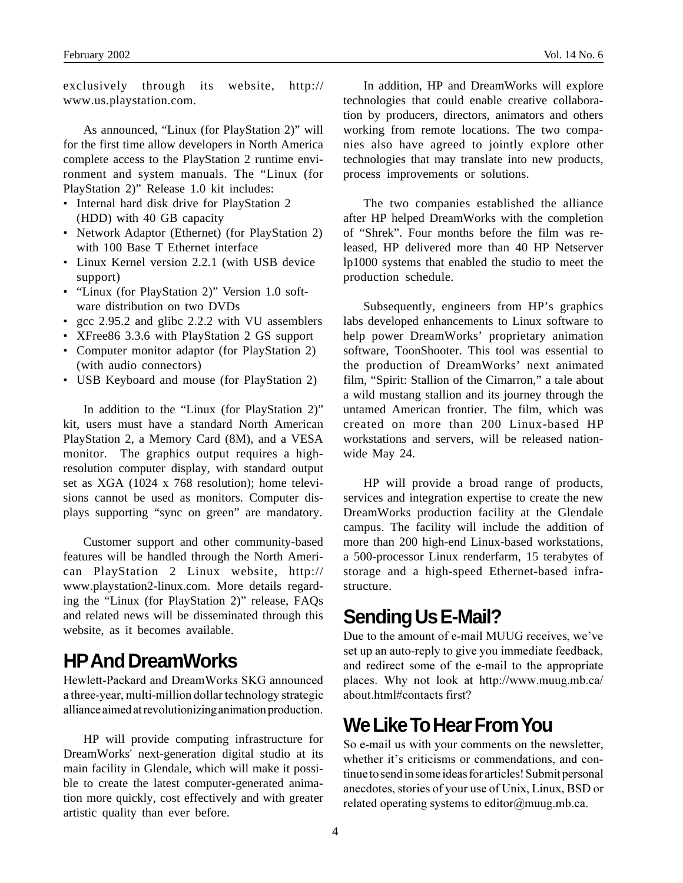exclusively through its website, http://www.us.playstation.com.

As announced, "Linux (for PlayStation 2)" will for the first time allow developers in North America complete access to the PlayStation 2 runtime environment and system manuals. The "Linux (for PlayStation 2)" Release 1.0 kit includes:

- Internal hard disk drive for PlayStation 2 (HDD) with 40 GB capacity
- Network Adaptor (Ethernet) (for PlayStation 2) with 100 Base T Ethernet interface
- Linux Kernel version 2.2.1 (with USB device support)
- "Linux (for PlayStation 2)" Version 1.0 software distribution on two DVDs
- gcc 2.95.2 and glibc 2.2.2 with VU assemblers
- XFree86 3.3.6 with PlayStation 2 GS support
- Computer monitor adaptor (for PlayStation 2) (with audio connectors)
- USB Keyboard and mouse (for PlayStation 2)

In addition to the "Linux (for PlayStation 2)" kit, users must have a standard North American PlayStation 2, a Memory Card (8M), and a VESA monitor. The graphics output requires a high-resolution computer display, with standard output set as XGA (1024 x 768 resolution); home televisions cannot be used as monitors. Computer displays supporting "sync on green" are mandatory.

Customer support and other community-based features will be handled through the North American PlayStation 2 Linux website, http://www.playstation2-linux.com. More details regarding the "Linux (for PlayStation 2)" release, FAQs and related news will be disseminated through this website, as it becomes available.

## HP And DreamWorks

Hewlett-Packard and DreamWorks SKG announced a three-year, multi-million dollar technology strategic alliance aimed at revolutionizing animation production.

HP will provide computing infrastructure for DreamWorks' next-generation digital studio at its main facility in Glendale, which will make it possible to create the latest computer-generated animation more quickly, cost effectively and with greater artistic quality than ever before.

In addition, HP and DreamWorks will explore technologies that could enable creative collaboration by producers, directors, animators and others working from remote locations. The two companies also have agreed to jointly explore other technologies that may translate into new products, process improvements or solutions.

The two companies established the alliance after HP helped DreamWorks with the completion of "Shrek". Four months before the film was released, HP delivered more than 40 HP Netserver lp1000 systems that enabled the studio to meet the production schedule.

Subsequently, engineers from HP's graphics labs developed enhancements to Linux software to help power DreamWorks' proprietary animation software, ToonShooter. This tool was essential to the production of DreamWorks' next animated film, "Spirit: Stallion of the Cimarron," a tale about a wild mustang stallion and its journey through the untamed American frontier. The film, which was created on more than 200 Linux-based HP workstations and servers, will be released nationwide May 24.

HP will provide a broad range of products, services and integration expertise to create the new DreamWorks production facility at the Glendale campus. The facility will include the addition of more than 200 high-end Linux-based workstations, a 500-processor Linux renderfarm, 15 terabytes of storage and a high-speed Ethernet-based infrastructure.

## Sending Us E-Mail?

Due to the amount of e-mail MUUG receives, we've set up an auto-reply to give you immediate feedback, and redirect some of the e-mail to the appropriate places. Why not look at http://www.muug.mb.ca/about.html#contacts first?

## We Like To Hear From You

So e-mail us with your comments on the newsletter, whether it's criticisms or commendations, and continue to send in some ideas for articles! Submit personal anecdotes, stories of your use of Unix, Linux, BSD or related operating systems to editor@muug.mb.ca.